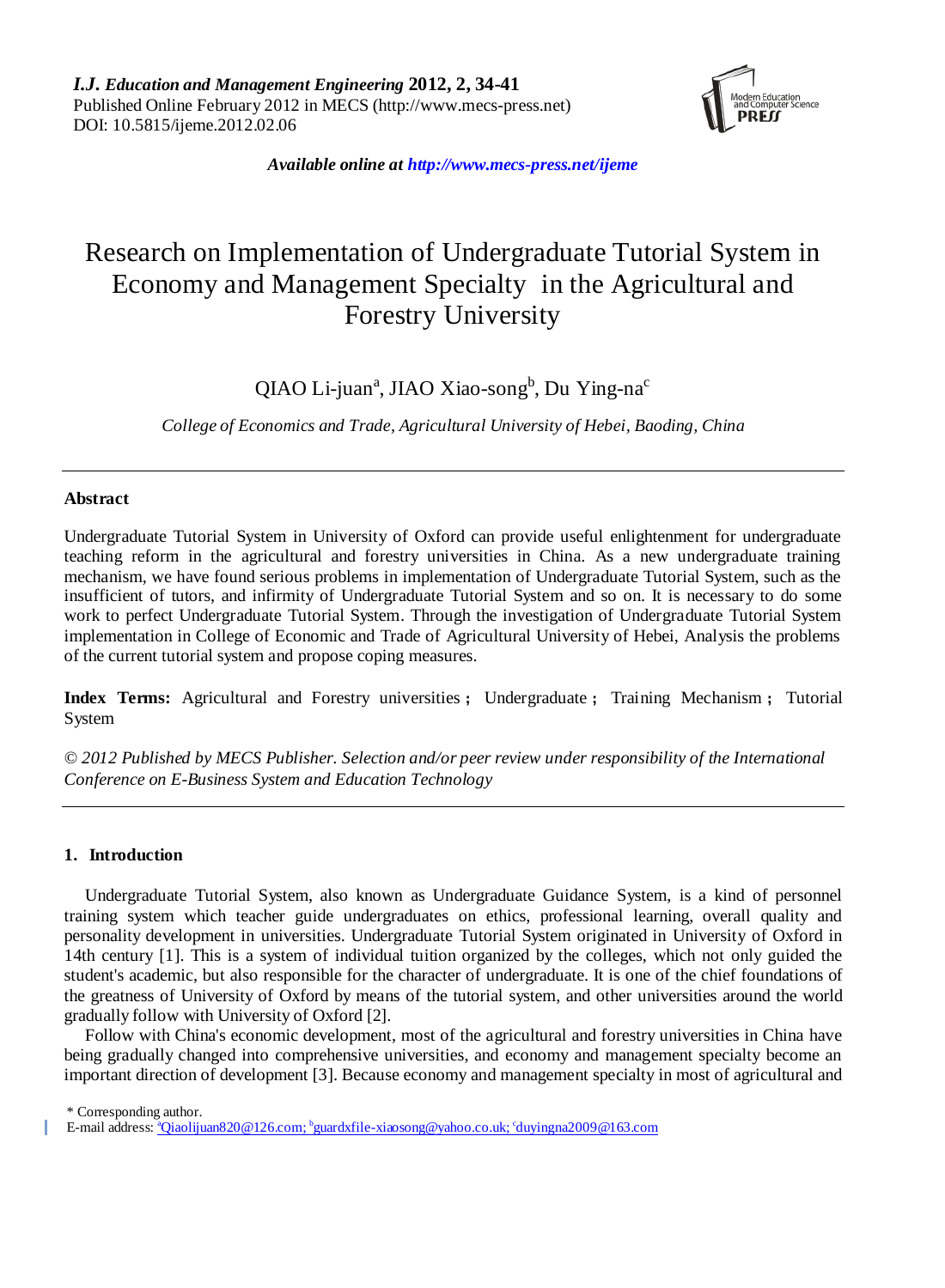*I.J. Education and Management Engineering* **2012, 2, 34-41**
Published Online February 2012 in MECS (http://www.mecs-press.net)
DOI: 10.5815/ijeme.2012.02.06

***Available online at http://www.mecs-press.net/ijeme***

# Research on Implementation of Undergraduate Tutorial System in Economy and Management Specialty in the Agricultural and Forestry University

QIAO Li-juan[a], JIAO Xiao-song[b], Du Ying-na[c]

*College of Economics and Trade, Agricultural University of Hebei, Baoding, China*

---

## Abstract

Undergraduate Tutorial System in University of Oxford can provide useful enlightenment for undergraduate teaching reform in the agricultural and forestry universities in China. As a new undergraduate training mechanism, we have found serious problems in implementation of Undergraduate Tutorial System, such as the insufficient of tutors, and infirmity of Undergraduate Tutorial System and so on. It is necessary to do some work to perfect Undergraduate Tutorial System. Through the investigation of Undergraduate Tutorial System implementation in College of Economic and Trade of Agricultural University of Hebei, Analysis the problems of the current tutorial system and propose coping measures.

**Index Terms:** Agricultural and Forestry universities ; Undergraduate ; Training Mechanism ; Tutorial System

*© 2012 Published by MECS Publisher. Selection and/or peer review under responsibility of the International Conference on E-Business System and Education Technology*

---

## 1. Introduction

Undergraduate Tutorial System, also known as Undergraduate Guidance System, is a kind of personnel training system which teacher guide undergraduates on ethics, professional learning, overall quality and personality development in universities. Undergraduate Tutorial System originated in University of Oxford in 14th century [1]. This is a system of individual tuition organized by the colleges, which not only guided the student's academic, but also responsible for the character of undergraduate. It is one of the chief foundations of the greatness of University of Oxford by means of the tutorial system, and other universities around the world gradually follow with University of Oxford [2].

Follow with China's economic development, most of the agricultural and forestry universities in China have being gradually changed into comprehensive universities, and economy and management specialty become an important direction of development [3]. Because economy and management specialty in most of agricultural and

\* Corresponding author.
E-mail address: [a]Qiaolijuan820@126.com; [b]guardxfile-xiaosong@yahoo.co.uk; [c]duyingna2009@163.com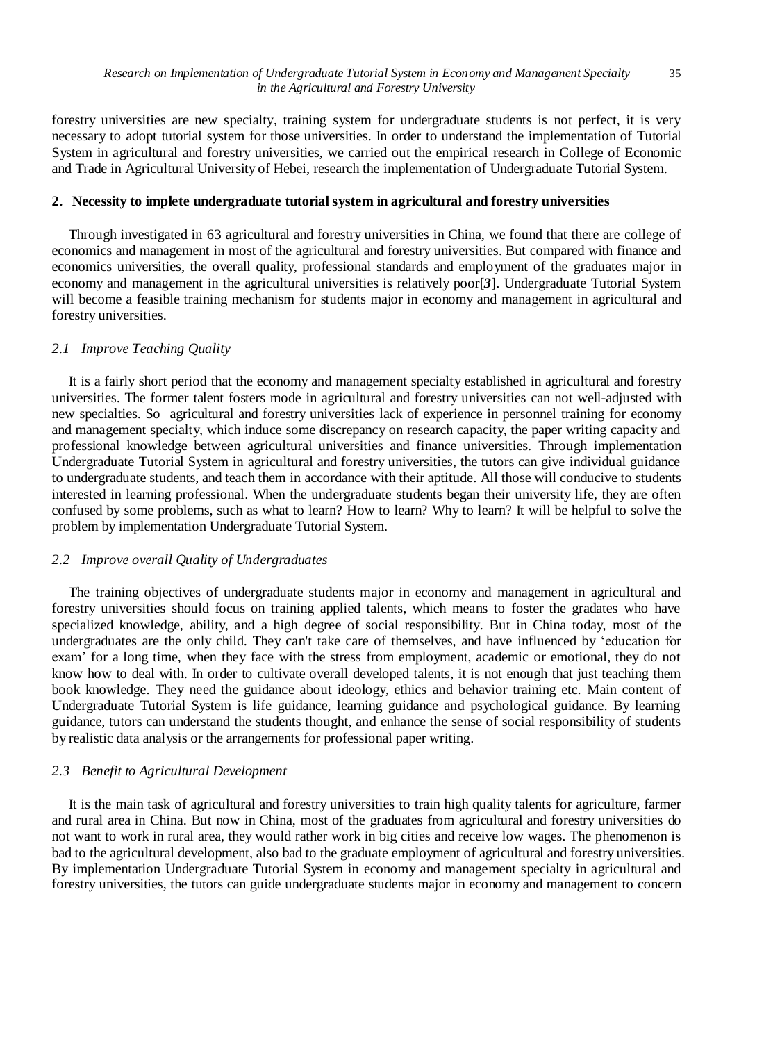forestry universities are new specialty, training system for undergraduate students is not perfect, it is very necessary to adopt tutorial system for those universities. In order to understand the implementation of Tutorial System in agricultural and forestry universities, we carried out the empirical research in College of Economic and Trade in Agricultural University of Hebei, research the implementation of Undergraduate Tutorial System.

## 2. Necessity to implete undergraduate tutorial system in agricultural and forestry universities

Through investigated in 63 agricultural and forestry universities in China, we found that there are college of economics and management in most of the agricultural and forestry universities. But compared with finance and economics universities, the overall quality, professional standards and employment of the graduates major in economy and management in the agricultural universities is relatively poor[***3***]. Undergraduate Tutorial System will become a feasible training mechanism for students major in economy and management in agricultural and forestry universities.

### *2.1 Improve Teaching Quality*

It is a fairly short period that the economy and management specialty established in agricultural and forestry universities. The former talent fosters mode in agricultural and forestry universities can not well-adjusted with new specialties. So agricultural and forestry universities lack of experience in personnel training for economy and management specialty, which induce some discrepancy on research capacity, the paper writing capacity and professional knowledge between agricultural universities and finance universities. Through implementation Undergraduate Tutorial System in agricultural and forestry universities, the tutors can give individual guidance to undergraduate students, and teach them in accordance with their aptitude. All those will conducive to students interested in learning professional. When the undergraduate students began their university life, they are often confused by some problems, such as what to learn? How to learn? Why to learn? It will be helpful to solve the problem by implementation Undergraduate Tutorial System.

### *2.2 Improve overall Quality of Undergraduates*

The training objectives of undergraduate students major in economy and management in agricultural and forestry universities should focus on training applied talents, which means to foster the gradates who have specialized knowledge, ability, and a high degree of social responsibility. But in China today, most of the undergraduates are the only child. They can't take care of themselves, and have influenced by 'education for exam' for a long time, when they face with the stress from employment, academic or emotional, they do not know how to deal with. In order to cultivate overall developed talents, it is not enough that just teaching them book knowledge. They need the guidance about ideology, ethics and behavior training etc. Main content of Undergraduate Tutorial System is life guidance, learning guidance and psychological guidance. By learning guidance, tutors can understand the students thought, and enhance the sense of social responsibility of students by realistic data analysis or the arrangements for professional paper writing.

### *2.3 Benefit to Agricultural Development*

It is the main task of agricultural and forestry universities to train high quality talents for agriculture, farmer and rural area in China. But now in China, most of the graduates from agricultural and forestry universities do not want to work in rural area, they would rather work in big cities and receive low wages. The phenomenon is bad to the agricultural development, also bad to the graduate employment of agricultural and forestry universities. By implementation Undergraduate Tutorial System in economy and management specialty in agricultural and forestry universities, the tutors can guide undergraduate students major in economy and management to concern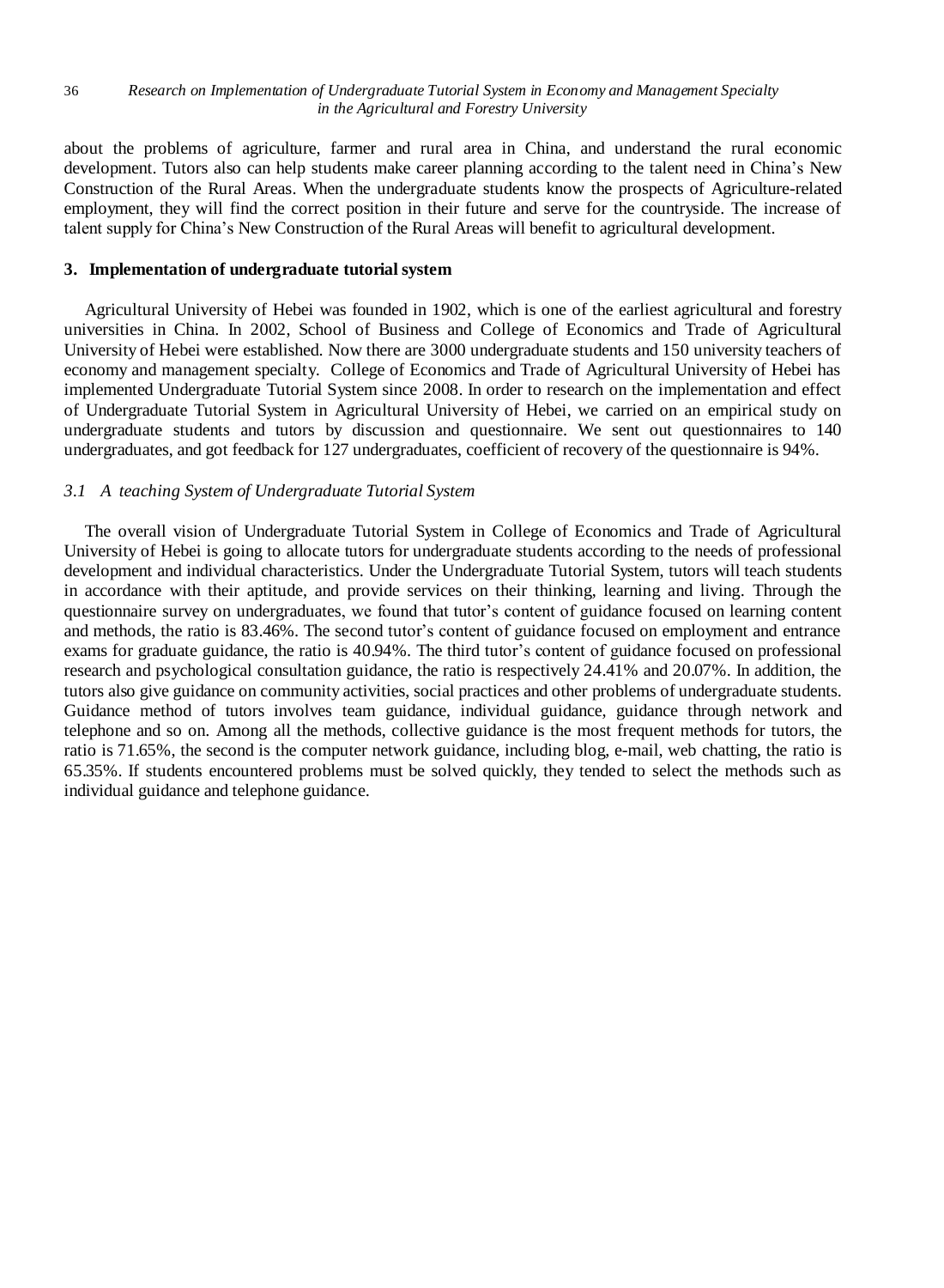about the problems of agriculture, farmer and rural area in China, and understand the rural economic development. Tutors also can help students make career planning according to the talent need in China's New Construction of the Rural Areas. When the undergraduate students know the prospects of Agriculture-related employment, they will find the correct position in their future and serve for the countryside. The increase of talent supply for China's New Construction of the Rural Areas will benefit to agricultural development.

## 3. Implementation of undergraduate tutorial system

Agricultural University of Hebei was founded in 1902, which is one of the earliest agricultural and forestry universities in China. In 2002, School of Business and College of Economics and Trade of Agricultural University of Hebei were established. Now there are 3000 undergraduate students and 150 university teachers of economy and management specialty. College of Economics and Trade of Agricultural University of Hebei has implemented Undergraduate Tutorial System since 2008. In order to research on the implementation and effect of Undergraduate Tutorial System in Agricultural University of Hebei, we carried on an empirical study on undergraduate students and tutors by discussion and questionnaire. We sent out questionnaires to 140 undergraduates, and got feedback for 127 undergraduates, coefficient of recovery of the questionnaire is 94%.

### *3.1 A teaching System of Undergraduate Tutorial System*

The overall vision of Undergraduate Tutorial System in College of Economics and Trade of Agricultural University of Hebei is going to allocate tutors for undergraduate students according to the needs of professional development and individual characteristics. Under the Undergraduate Tutorial System, tutors will teach students in accordance with their aptitude, and provide services on their thinking, learning and living. Through the questionnaire survey on undergraduates, we found that tutor's content of guidance focused on learning content and methods, the ratio is 83.46%. The second tutor's content of guidance focused on employment and entrance exams for graduate guidance, the ratio is 40.94%. The third tutor's content of guidance focused on professional research and psychological consultation guidance, the ratio is respectively 24.41% and 20.07%. In addition, the tutors also give guidance on community activities, social practices and other problems of undergraduate students. Guidance method of tutors involves team guidance, individual guidance, guidance through network and telephone and so on. Among all the methods, collective guidance is the most frequent methods for tutors, the ratio is 71.65%, the second is the computer network guidance, including blog, e-mail, web chatting, the ratio is 65.35%. If students encountered problems must be solved quickly, they tended to select the methods such as individual guidance and telephone guidance.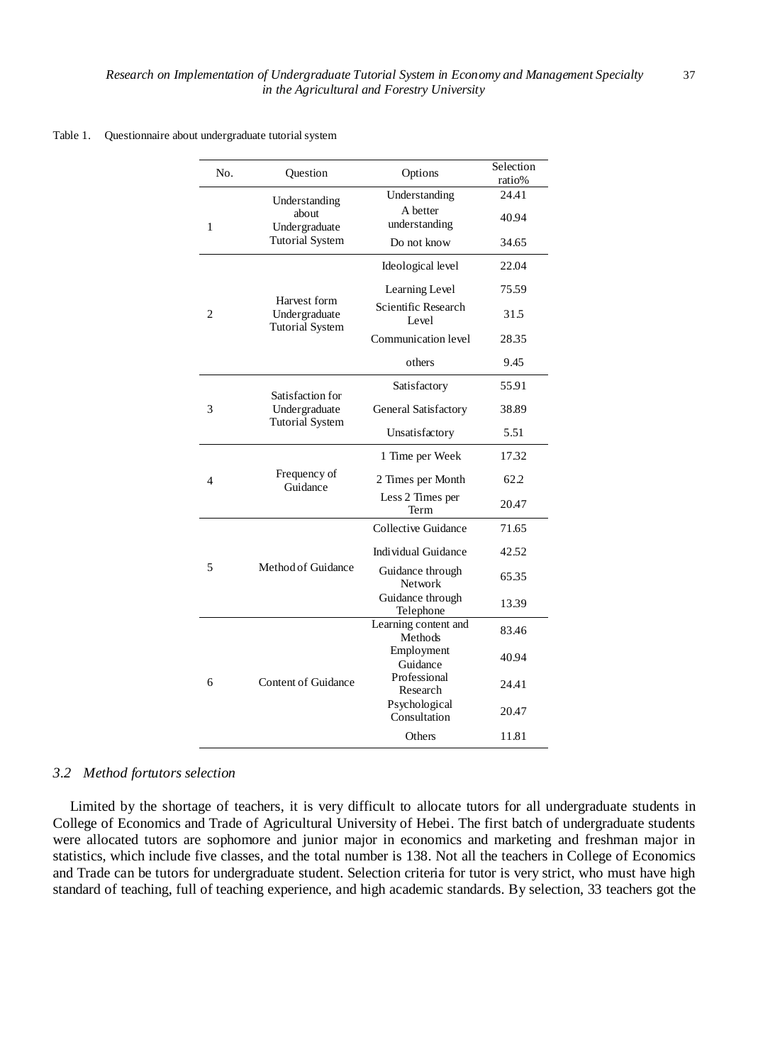Table 1. Questionnaire about undergraduate tutorial system

| No. | Question | Options | Selection ratio% |
|---|---|---|---|
| 1 | Understanding about Undergraduate Tutorial System | Understanding | 24.41 |
| | | A better understanding | 40.94 |
| | | Do not know | 34.65 |
| 2 | Harvest form Undergraduate Tutorial System | Ideological level | 22.04 |
| | | Learning Level | 75.59 |
| | | Scientific Research Level | 31.5 |
| | | Communication level | 28.35 |
| | | others | 9.45 |
| 3 | Satisfaction for Undergraduate Tutorial System | Satisfactory | 55.91 |
| | | General Satisfactory | 38.89 |
| | | Unsatisfactory | 5.51 |
| 4 | Frequency of Guidance | 1 Time per Week | 17.32 |
| | | 2 Times per Month | 62.2 |
| | | Less 2 Times per Term | 20.47 |
| 5 | Method of Guidance | Collective Guidance | 71.65 |
| | | Individual Guidance | 42.52 |
| | | Guidance through Network | 65.35 |
| | | Guidance through Telephone | 13.39 |
| 6 | Content of Guidance | Learning content and Methods | 83.46 |
| | | Employment Guidance | 40.94 |
| | | Professional Research | 24.41 |
| | | Psychological Consultation | 20.47 |
| | | Others | 11.81 |

### *3.2 Method fortutors selection*

Limited by the shortage of teachers, it is very difficult to allocate tutors for all undergraduate students in College of Economics and Trade of Agricultural University of Hebei. The first batch of undergraduate students were allocated tutors are sophomore and junior major in economics and marketing and freshman major in statistics, which include five classes, and the total number is 138. Not all the teachers in College of Economics and Trade can be tutors for undergraduate student. Selection criteria for tutor is very strict, who must have high standard of teaching, full of teaching experience, and high academic standards. By selection, 33 teachers got the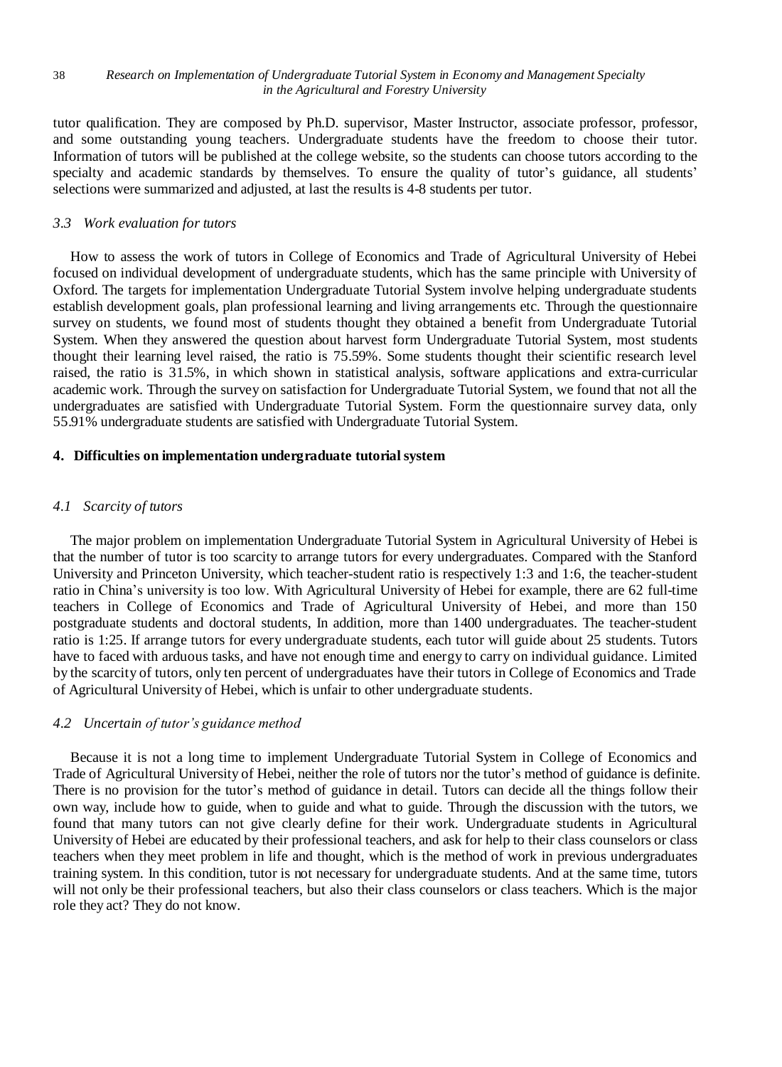tutor qualification. They are composed by Ph.D. supervisor, Master Instructor, associate professor, professor, and some outstanding young teachers. Undergraduate students have the freedom to choose their tutor. Information of tutors will be published at the college website, so the students can choose tutors according to the specialty and academic standards by themselves. To ensure the quality of tutor's guidance, all students' selections were summarized and adjusted, at last the results is 4-8 students per tutor.

### *3.3 Work evaluation for tutors*

How to assess the work of tutors in College of Economics and Trade of Agricultural University of Hebei focused on individual development of undergraduate students, which has the same principle with University of Oxford. The targets for implementation Undergraduate Tutorial System involve helping undergraduate students establish development goals, plan professional learning and living arrangements etc. Through the questionnaire survey on students, we found most of students thought they obtained a benefit from Undergraduate Tutorial System. When they answered the question about harvest form Undergraduate Tutorial System, most students thought their learning level raised, the ratio is 75.59%. Some students thought their scientific research level raised, the ratio is 31.5%, in which shown in statistical analysis, software applications and extra-curricular academic work. Through the survey on satisfaction for Undergraduate Tutorial System, we found that not all the undergraduates are satisfied with Undergraduate Tutorial System. Form the questionnaire survey data, only 55.91% undergraduate students are satisfied with Undergraduate Tutorial System.

## **4. Difficulties on implementation undergraduate tutorial system**

### *4.1 Scarcity of tutors*

The major problem on implementation Undergraduate Tutorial System in Agricultural University of Hebei is that the number of tutor is too scarcity to arrange tutors for every undergraduates. Compared with the Stanford University and Princeton University, which teacher-student ratio is respectively 1:3 and 1:6, the teacher-student ratio in China's university is too low. With Agricultural University of Hebei for example, there are 62 full-time teachers in College of Economics and Trade of Agricultural University of Hebei, and more than 150 postgraduate students and doctoral students, In addition, more than 1400 undergraduates. The teacher-student ratio is 1:25. If arrange tutors for every undergraduate students, each tutor will guide about 25 students. Tutors have to faced with arduous tasks, and have not enough time and energy to carry on individual guidance. Limited by the scarcity of tutors, only ten percent of undergraduates have their tutors in College of Economics and Trade of Agricultural University of Hebei, which is unfair to other undergraduate students.

### *4.2 Uncertain of tutor's guidance method*

Because it is not a long time to implement Undergraduate Tutorial System in College of Economics and Trade of Agricultural University of Hebei, neither the role of tutors nor the tutor's method of guidance is definite. There is no provision for the tutor's method of guidance in detail. Tutors can decide all the things follow their own way, include how to guide, when to guide and what to guide. Through the discussion with the tutors, we found that many tutors can not give clearly define for their work. Undergraduate students in Agricultural University of Hebei are educated by their professional teachers, and ask for help to their class counselors or class teachers when they meet problem in life and thought, which is the method of work in previous undergraduates training system. In this condition, tutor is not necessary for undergraduate students. And at the same time, tutors will not only be their professional teachers, but also their class counselors or class teachers. Which is the major role they act? They do not know.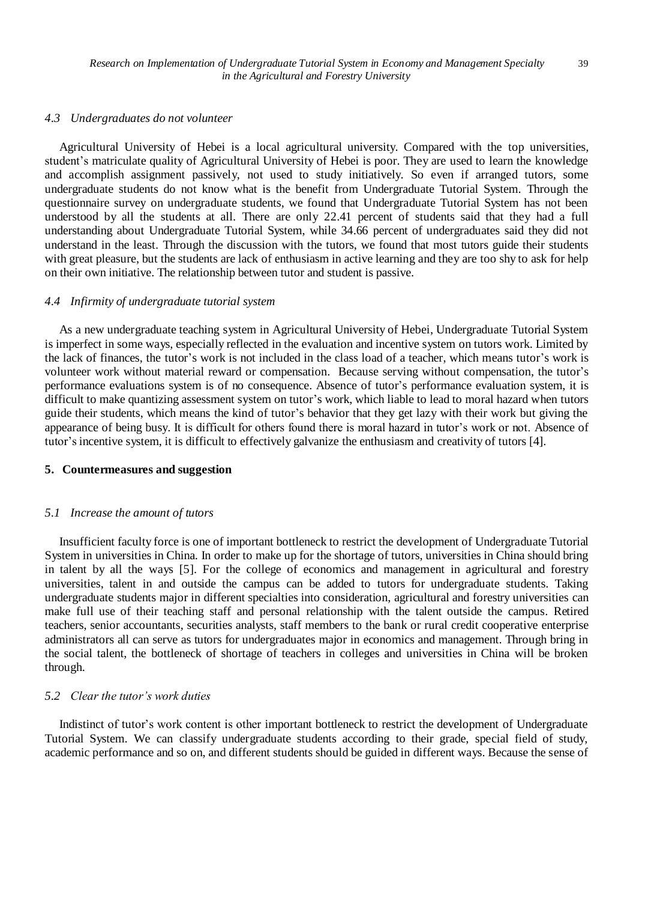### *4.3 Undergraduates do not volunteer*

Agricultural University of Hebei is a local agricultural university. Compared with the top universities, student's matriculate quality of Agricultural University of Hebei is poor. They are used to learn the knowledge and accomplish assignment passively, not used to study initiatively. So even if arranged tutors, some undergraduate students do not know what is the benefit from Undergraduate Tutorial System. Through the questionnaire survey on undergraduate students, we found that Undergraduate Tutorial System has not been understood by all the students at all. There are only 22.41 percent of students said that they had a full understanding about Undergraduate Tutorial System, while 34.66 percent of undergraduates said they did not understand in the least. Through the discussion with the tutors, we found that most tutors guide their students with great pleasure, but the students are lack of enthusiasm in active learning and they are too shy to ask for help on their own initiative. The relationship between tutor and student is passive.

### *4.4 Infirmity of undergraduate tutorial system*

As a new undergraduate teaching system in Agricultural University of Hebei, Undergraduate Tutorial System is imperfect in some ways, especially reflected in the evaluation and incentive system on tutors work. Limited by the lack of finances, the tutor's work is not included in the class load of a teacher, which means tutor's work is volunteer work without material reward or compensation. Because serving without compensation, the tutor's performance evaluations system is of no consequence. Absence of tutor's performance evaluation system, it is difficult to make quantizing assessment system on tutor's work, which liable to lead to moral hazard when tutors guide their students, which means the kind of tutor's behavior that they get lazy with their work but giving the appearance of being busy. It is difficult for others found there is moral hazard in tutor's work or not. Absence of tutor's incentive system, it is difficult to effectively galvanize the enthusiasm and creativity of tutors [4].

## 5. Countermeasures and suggestion

### *5.1 Increase the amount of tutors*

Insufficient faculty force is one of important bottleneck to restrict the development of Undergraduate Tutorial System in universities in China. In order to make up for the shortage of tutors, universities in China should bring in talent by all the ways [5]. For the college of economics and management in agricultural and forestry universities, talent in and outside the campus can be added to tutors for undergraduate students. Taking undergraduate students major in different specialties into consideration, agricultural and forestry universities can make full use of their teaching staff and personal relationship with the talent outside the campus. Retired teachers, senior accountants, securities analysts, staff members to the bank or rural credit cooperative enterprise administrators all can serve as tutors for undergraduates major in economics and management. Through bring in the social talent, the bottleneck of shortage of teachers in colleges and universities in China will be broken through.

### *5.2 Clear the tutor's work duties*

Indistinct of tutor's work content is other important bottleneck to restrict the development of Undergraduate Tutorial System. We can classify undergraduate students according to their grade, special field of study, academic performance and so on, and different students should be guided in different ways. Because the sense of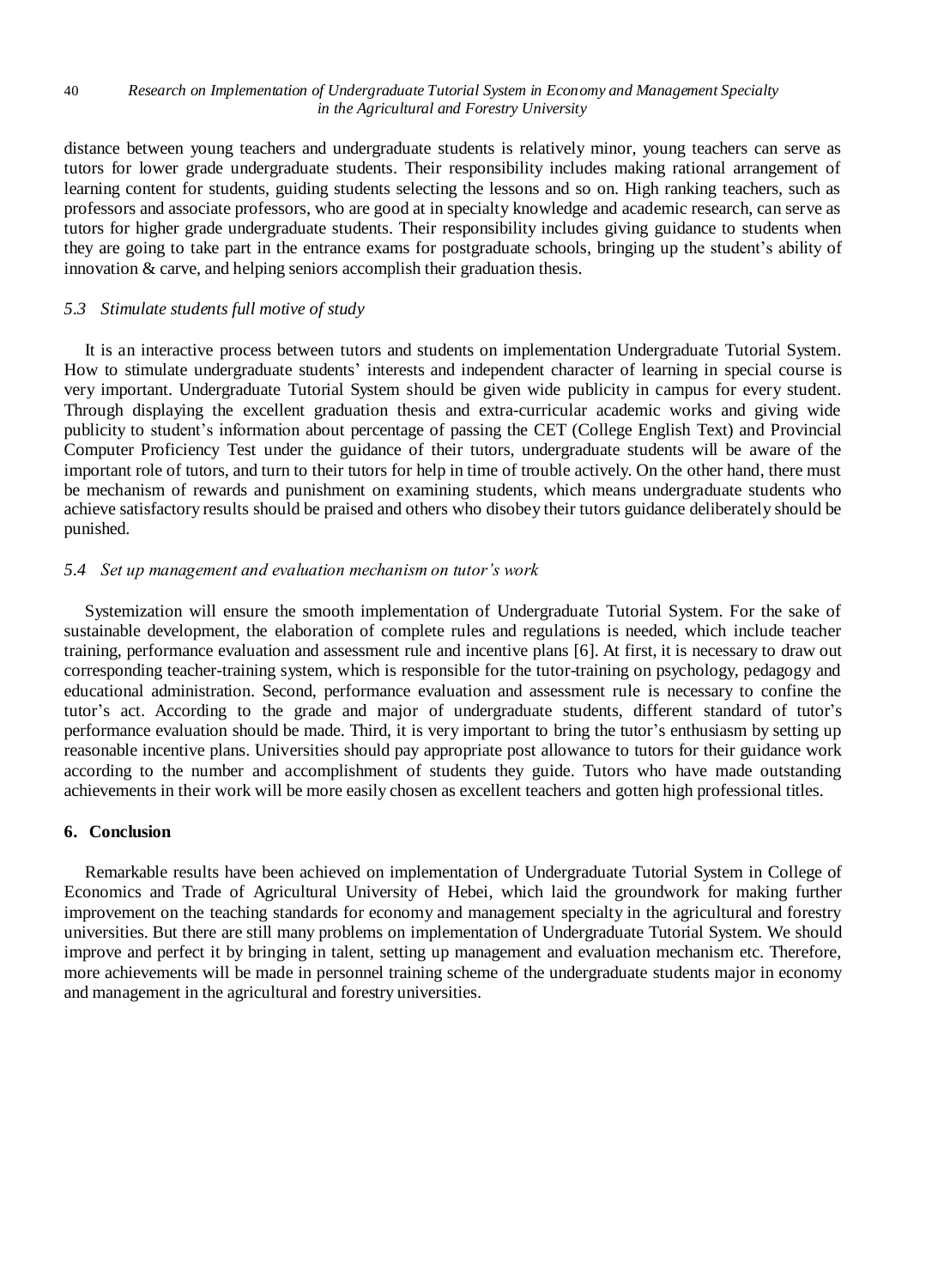distance between young teachers and undergraduate students is relatively minor, young teachers can serve as tutors for lower grade undergraduate students. Their responsibility includes making rational arrangement of learning content for students, guiding students selecting the lessons and so on. High ranking teachers, such as professors and associate professors, who are good at in specialty knowledge and academic research, can serve as tutors for higher grade undergraduate students. Their responsibility includes giving guidance to students when they are going to take part in the entrance exams for postgraduate schools, bringing up the student's ability of innovation & carve, and helping seniors accomplish their graduation thesis.

### *5.3 Stimulate students full motive of study*

It is an interactive process between tutors and students on implementation Undergraduate Tutorial System. How to stimulate undergraduate students' interests and independent character of learning in special course is very important. Undergraduate Tutorial System should be given wide publicity in campus for every student. Through displaying the excellent graduation thesis and extra-curricular academic works and giving wide publicity to student's information about percentage of passing the CET (College English Text) and Provincial Computer Proficiency Test under the guidance of their tutors, undergraduate students will be aware of the important role of tutors, and turn to their tutors for help in time of trouble actively. On the other hand, there must be mechanism of rewards and punishment on examining students, which means undergraduate students who achieve satisfactory results should be praised and others who disobey their tutors guidance deliberately should be punished.

### *5.4 Set up management and evaluation mechanism on tutor's work*

Systemization will ensure the smooth implementation of Undergraduate Tutorial System. For the sake of sustainable development, the elaboration of complete rules and regulations is needed, which include teacher training, performance evaluation and assessment rule and incentive plans [6]. At first, it is necessary to draw out corresponding teacher-training system, which is responsible for the tutor-training on psychology, pedagogy and educational administration. Second, performance evaluation and assessment rule is necessary to confine the tutor's act. According to the grade and major of undergraduate students, different standard of tutor's performance evaluation should be made. Third, it is very important to bring the tutor's enthusiasm by setting up reasonable incentive plans. Universities should pay appropriate post allowance to tutors for their guidance work according to the number and accomplishment of students they guide. Tutors who have made outstanding achievements in their work will be more easily chosen as excellent teachers and gotten high professional titles.

## 6. Conclusion

Remarkable results have been achieved on implementation of Undergraduate Tutorial System in College of Economics and Trade of Agricultural University of Hebei, which laid the groundwork for making further improvement on the teaching standards for economy and management specialty in the agricultural and forestry universities. But there are still many problems on implementation of Undergraduate Tutorial System. We should improve and perfect it by bringing in talent, setting up management and evaluation mechanism etc. Therefore, more achievements will be made in personnel training scheme of the undergraduate students major in economy and management in the agricultural and forestry universities.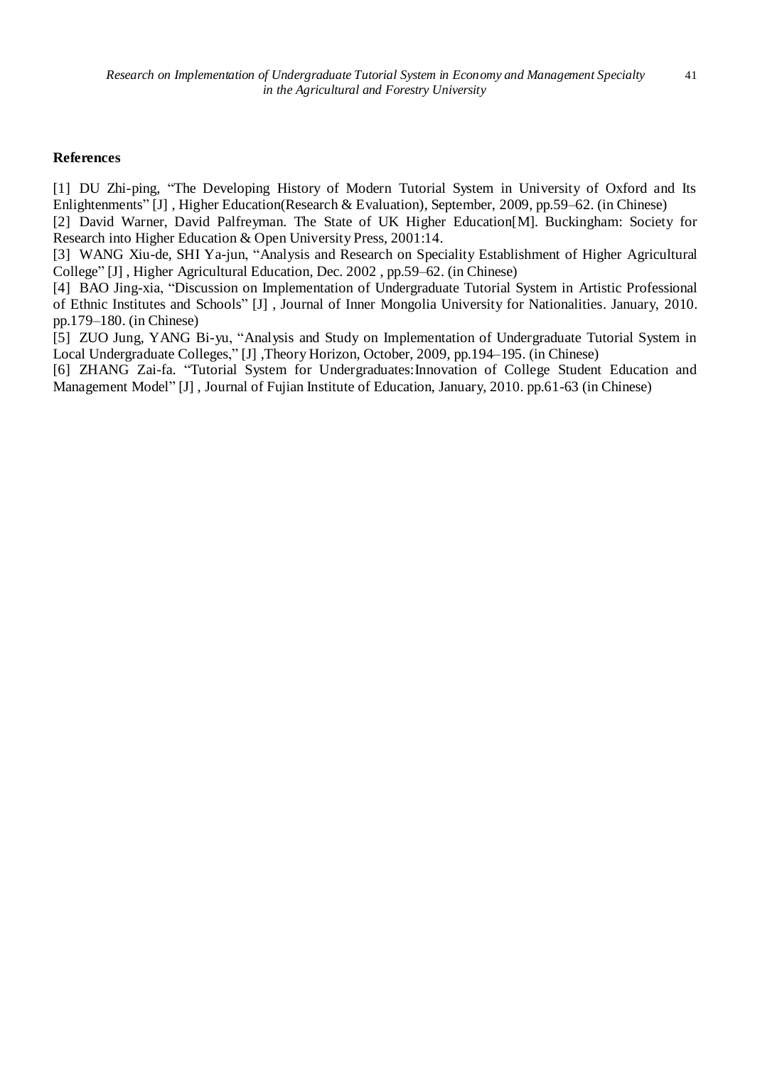## References

[1] DU Zhi-ping, "The Developing History of Modern Tutorial System in University of Oxford and Its Enlightenments" [J] , Higher Education(Research & Evaluation), September, 2009, pp.59–62. (in Chinese)

[2] David Warner, David Palfreyman. The State of UK Higher Education[M]. Buckingham: Society for Research into Higher Education & Open University Press, 2001:14.

[3] WANG Xiu-de, SHI Ya-jun, "Analysis and Research on Speciality Establishment of Higher Agricultural College" [J] , Higher Agricultural Education, Dec. 2002 , pp.59–62. (in Chinese)

[4] BAO Jing-xia, "Discussion on Implementation of Undergraduate Tutorial System in Artistic Professional of Ethnic Institutes and Schools" [J] , Journal of Inner Mongolia University for Nationalities. January, 2010. pp.179–180. (in Chinese)

[5] ZUO Jung, YANG Bi-yu, "Analysis and Study on Implementation of Undergraduate Tutorial System in Local Undergraduate Colleges," [J] ,Theory Horizon, October, 2009, pp.194–195. (in Chinese)

[6] ZHANG Zai-fa. "Tutorial System for Undergraduates:Innovation of College Student Education and Management Model" [J] , Journal of Fujian Institute of Education, January, 2010. pp.61-63 (in Chinese)